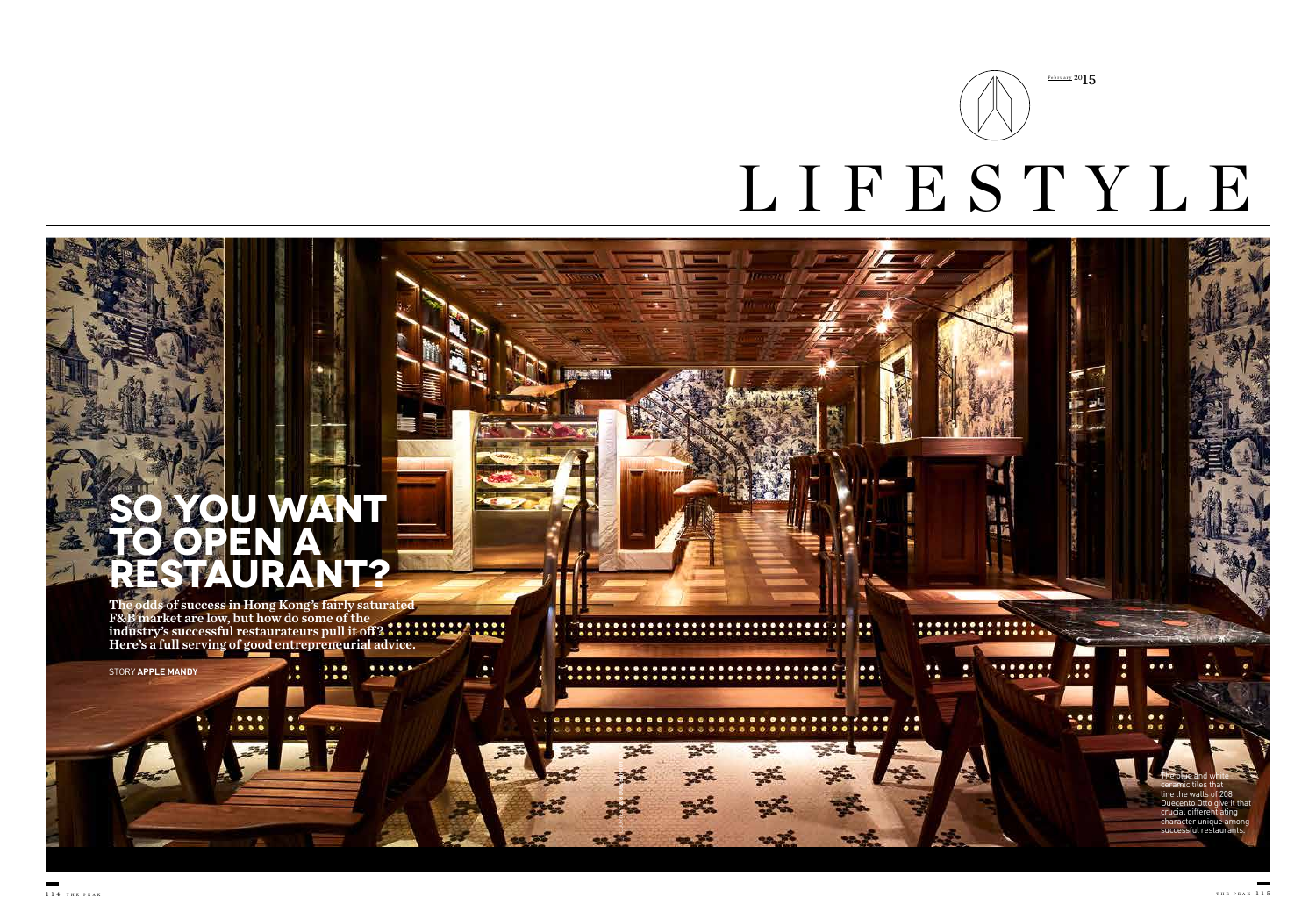# LIFESTYLE

## SO YOU WANT TO OPEN A RESTAURANT?

**The odds of success in Hong Kong's fairly saturated F&B market are low, but how do some of the industry's successful restaurateurs pull it off? Here's a full serving of good entrepreneurial advice.**

STORY **APPLE MANDY**

The blue and white ceramic tiles that line the walls of 208 Duecento Otto give it that crucial differentiating character unique among successful restaurants.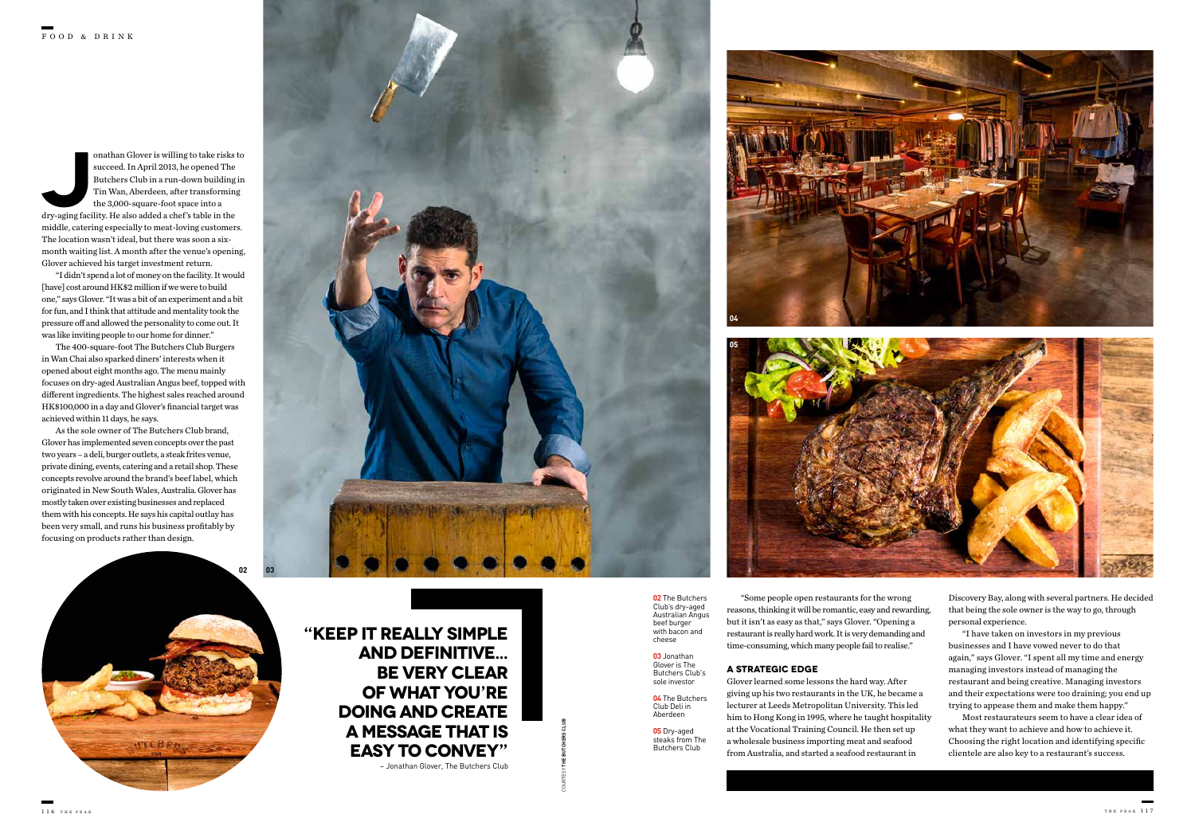Jonathan Glover is willing to take risks to succeed. In April 2013, he opened The Butchers Club in a run-down building in Tin Wan, Aberdeen, after transforming the 3,000-square-foot space into a dry-aging facility. He also added a chef's table in the middle, catering especially to meat-loving customers. The location wasn't ideal, but there was soon a six-month waiting list. A month after the venue's opening, Glover achieved his target investment return.

"I didn't spend a lot of money on the facility. It would [have] cost around HK$2 million if we were to build one," says Glover. "It was a bit of an experiment and a bit for fun, and I think that attitude and mentality took the pressure off and allowed the personality to come out. It was like inviting people to our home for dinner."

The 400-square-foot The Butchers Club Burgers in Wan Chai also sparked diners' interests when it opened about eight months ago. The menu mainly focuses on dry-aged Australian Angus beef, topped with different ingredients. The highest sales reached around HK$100,000 in a day and Glover's financial target was achieved within 11 days, he says.

As the sole owner of The Butchers Club brand, Glover has implemented seven concepts over the past two years – a deli, burger outlets, a steak frites venue, private dining, events, catering and a retail shop. These concepts revolve around the brand's beef label, which originated in New South Wales, Australia. Glover has mostly taken over existing businesses and replaced them with his concepts. He says his capital outlay has been very small, and runs his business profitably by focusing on products rather than design.

> **"KEEP IT REALLY SIMPLE AND DEFINITIVE... BE VERY CLEAR OF WHAT YOU'RE DOING AND CREATE A MESSAGE THAT IS EASY TO CONVEY"**
>
> – Jonathan Glover, The Butchers Club

**02** The Butchers Club's dry-aged Australian Angus beef burger with bacon and cheese

**03** Jonathan Glover is The Butchers Club's sole investor

**04** The Butchers Club Deli in Aberdeen

**05** Dry-aged steaks from The Butchers Club

COURTESY THE BUTCHERS CLUB

"Some people open restaurants for the wrong reasons, thinking it will be romantic, easy and rewarding, but it isn't as easy as that," says Glover. "Opening a restaurant is really hard work. It is very demanding and time-consuming, which many people fail to realise."

### A STRATEGIC EDGE

Glover learned some lessons the hard way. After giving up his two restaurants in the UK, he became a lecturer at Leeds Metropolitan University. This led him to Hong Kong in 1995, where he taught hospitality at the Vocational Training Council. He then set up a wholesale business importing meat and seafood from Australia, and started a seafood restaurant in Discovery Bay, along with several partners. He decided that being the sole owner is the way to go, through personal experience.

"I have taken on investors in my previous businesses and I have vowed never to do that again," says Glover. "I spent all my time and energy managing investors instead of managing the restaurant and being creative. Managing investors and their expectations were too draining; you end up trying to appease them and make them happy."

Most restaurateurs seem to have a clear idea of what they want to achieve and how to achieve it. Choosing the right location and identifying specific clientele are also key to a restaurant's success.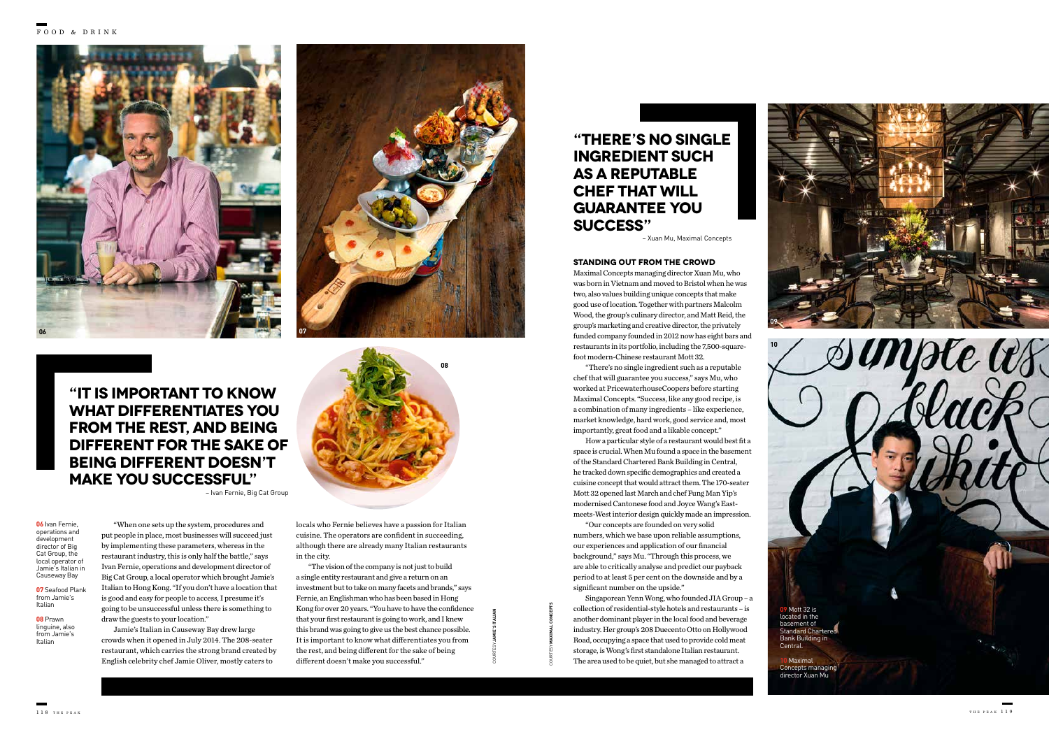> **"It is important to know what differentiates you from the rest, and being different for the sake of being different doesn't make you successful"**
>
> – Ivan Fernie, Big Cat Group

**06** Ivan Fernie, operations and development director of Big Cat Group, the local operator of Jamie's Italian in Causeway Bay

**07** Seafood Plank from Jamie's Italian

**08** Prawn linguine, also from Jamie's Italian

"When one sets up the system, procedures and put people in place, most businesses will succeed just by implementing these parameters, whereas in the restaurant industry, this is only half the battle," says Ivan Fernie, operations and development director of Big Cat Group, a local operator which brought Jamie's Italian to Hong Kong. "If you don't have a location that is good and easy for people to access, I presume it's going to be unsuccessful unless there is something to draw the guests to your location."

Jamie's Italian in Causeway Bay drew large crowds when it opened in July 2014. The 208-seater restaurant, which carries the strong brand created by English celebrity chef Jamie Oliver, mostly caters to locals who Fernie believes have a passion for Italian cuisine. The operators are confident in succeeding, although there are already many Italian restaurants in the city.

"The vision of the company is not just to build a single entity restaurant and give a return on an investment but to take on many facets and brands," says Fernie, an Englishman who has been based in Hong Kong for over 20 years. "You have to have the confidence that your first restaurant is going to work, and I knew this brand was going to give us the best chance possible. It is important to know what differentiates you from the rest, and being different for the sake of being different doesn't make you successful."

COURTESY JAMIE'S ITALIAN

> **"There's no single ingredient such as a reputable chef that will guarantee you success"**
>
> – Xuan Mu, Maximal Concepts

### STANDING OUT FROM THE CROWD

Maximal Concepts managing director Xuan Mu, who was born in Vietnam and moved to Bristol when he was two, also values building unique concepts that make good use of location. Together with partners Malcolm Wood, the group's culinary director, and Matt Reid, the group's marketing and creative director, the privately funded company founded in 2012 now has eight bars and restaurants in its portfolio, including the 7,500-square-foot modern-Chinese restaurant Mott 32.

"There's no single ingredient such as a reputable chef that will guarantee you success," says Mu, who worked at PricewaterhouseCoopers before starting Maximal Concepts. "Success, like any good recipe, is a combination of many ingredients – like experience, market knowledge, hard work, good service and, most importantly, great food and a likable concept."

How a particular style of a restaurant would best fit a space is crucial. When Mu found a space in the basement of the Standard Chartered Bank Building in Central, he tracked down specific demographics and created a cuisine concept that would attract them. The 170-seater Mott 32 opened last March and chef Fung Man Yip's modernised Cantonese food and Joyce Wang's East-meets-West interior design quickly made an impression.

"Our concepts are founded on very solid numbers, which we base upon reliable assumptions, our experiences and application of our financial background," says Mu. "Through this process, we are able to critically analyse and predict our payback period to at least 5 per cent on the downside and by a significant number on the upside."

Singaporean Yenn Wong, who founded JIA Group – a collection of residential-style hotels and restaurants – is another dominant player in the local food and beverage industry. Her group's 208 Duecento Otto on Hollywood Road, occupying a space that used to provide cold meat storage, is Wong's first standalone Italian restaurant. The area used to be quiet, but she managed to attract a

COURTESY MAXIMAL CONCEPTS

**09** Mott 32 is located in the basement of Standard Chartered Bank Building in Central.

**10** Maximal Concepts managing director Xuan Mu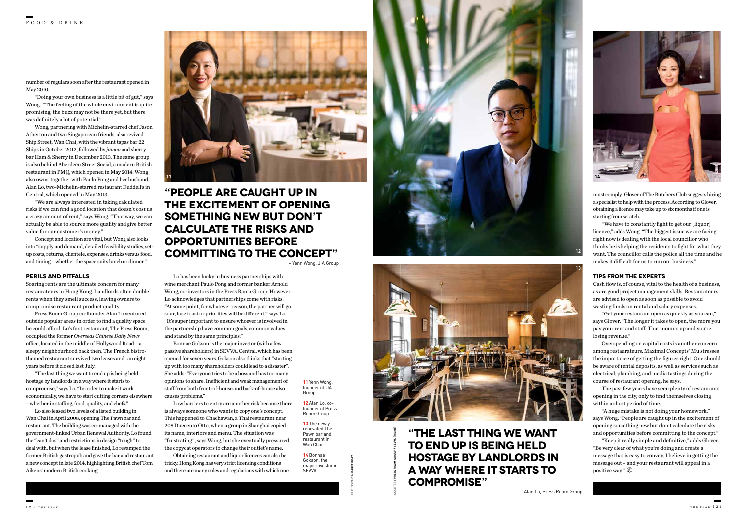number of regulars soon after the restaurant opened in May 2010.

"Doing your own business is a little bit of gut," says Wong. "The feeling of the whole environment is quite promising; the buzz may not be there yet, but there was definitely a lot of potential."

Wong, partnering with Michelin-starred chef Jason Atherton and two Singaporean friends, also revived Ship Street, Wan Chai, with the vibrant tapas bar 22 Ships in October 2012, followed by *jamon* and sherry bar Ham & Sherry in December 2013. The same group is also behind Aberdeen Street Social, a modern British restaurant in PMQ, which opened in May 2014. Wong also owns, together with Paulo Pong and her husband, Alan Lo, two-Michelin-starred restaurant Duddell's in Central, which opened in May 2013.

"We are always interested in taking calculated risks if we can find a good location that doesn't cost us a crazy amount of rent," says Wong. "That way, we can actually be able to source more quality and give better value for our customer's money."

Concept and location are vital, but Wong also looks into "supply and demand, detailed feasibility studies, set-up costs, returns, clientele, expenses, drinks versus food, and timing – whether the space suits lunch or dinner."

## PERILS AND PITFALLS

Soaring rents are the ultimate concern for many restaurateurs in Hong Kong. Landlords often double rents when they smell success, leaving owners to compromise restaurant product quality.

Press Room Group co-founder Alan Lo ventured outside popular areas in order to find a quality space he could afford. Lo's first restaurant, The Press Room, occupied the former *Overseas Chinese Daily News* office, located in the middle of Hollywood Road – a sleepy neighbourhood back then. The French bistro-themed restaurant survived two leases and ran eight years before it closed last July.

"The last thing we want to end up is being held hostage by landlords in a way where it starts to compromise," says Lo. "In order to make it work economically, we have to start cutting corners elsewhere – whether in staffing, food, quality, and chefs."

Lo also leased two levels of a listed building in Wan Chai in April 2008, opening The Pawn bar and restaurant. The building was co-managed with the government-linked Urban Renewal Authority. Lo found the "can't dos" and restrictions in design "tough" to deal with, but when the lease finished, Lo revamped the former British gastropub and gave the bar and restaurant a new concept in late 2014, highlighting British chef Tom Aikens' modern British cooking.

> **"PEOPLE ARE CAUGHT UP IN THE EXCITEMENT OF OPENING SOMETHING NEW BUT DON'T CALCULATE THE RISKS AND OPPORTUNITIES BEFORE COMMITTING TO THE CONCEPT"**
> – Yenn Wong, JIA Group

Lo has been lucky in business partnerships with wine merchant Paulo Pong and former banker Arnold Wong, co-investors in the Press Room Group. However, Lo acknowledges that partnerships come with risks. "At some point, for whatever reason, the partner will go sour, lose trust or priorities will be different," says Lo. "It's super important to ensure whoever is involved in the partnership have common goals, common values and stand by the same principles."

Bonnae Gokson is the major investor (with a few passive shareholders) in SEVVA, Central, which has been opened for seven years. Gokson also thinks that "starting up with too many shareholders could lead to a disaster". She adds: "Everyone tries to be a boss and has too many opinions to share. Inefficient and weak management of staff from both front-of-house and back-of-house also causes problems."

Low barriers to entry are another risk because there is always someone who wants to copy one's concept. This happened to Chachawan, a Thai restaurant near 208 Duecento Otto, when a group in Shanghai copied its name, interiors and menu. The situation was "frustrating", says Wong, but she eventually pressured the copycat operators to change their outlet's name.

Obtaining restaurant and liquor licences can also be tricky. Hong Kong has very strict licensing conditions and there are many rules and regulations with which one must comply. Glover of The Butchers Club suggests hiring a specialist to help with the process. According to Glover, obtaining a licence may take up to six months if one is starting from scratch.

"We have to constantly fight to get our [liquor] licence," adds Wong. "The biggest issue we are facing right now is dealing with the local councillor who thinks he is helping the residents to fight for what they want. The councillor calls the police all the time and he makes it difficult for us to run our business."

11 Yenn Wong, founder of JIA Group

12 Alan Lo, co-founder of Press Room Group

13 The newly renovated The Pawn bar and restaurant in Wan Chai

14 Bonnae Gokson, the major investor in SEVVA

PHOTOGRAPHY **GARETH GAY**

COURTESY **PRESS ROOM GROUP / SEVVA (RIGHT)**

> **"THE LAST THING WE WANT TO END UP IS BEING HELD HOSTAGE BY LANDLORDS IN A WAY WHERE IT STARTS TO COMPROMISE"**
> – Alan Lo, Press Room Group

## TIPS FROM THE EXPERTS

Cash flow is, of course, vital to the health of a business, as are good project management skills. Restaurateurs are advised to open as soon as possible to avoid wasting funds on rental and salary expenses.

"Get your restaurant open as quickly as you can," says Glover. "The longer it takes to open, the more you pay your rent and staff. That mounts up and you're losing revenue."

Overspending on capital costs is another concern among restaurateurs. Maximal Concepts' Mu stresses the importance of getting the figures right. One should be aware of rental deposits, as well as services such as electrical, plumbing, and media tastings during the course of restaurant opening, he says.

The past few years have seen plenty of restaurants opening in the city, only to find themselves closing within a short period of time.

"A huge mistake is not doing your homework," says Wong. "People are caught up in the excitement of opening something new but don't calculate the risks and opportunities before committing to the concept."

"Keep it really simple and definitive," adds Glover. "Be very clear of what you're doing and create a message that is easy to convey. I believe in getting the message out – and your restaurant will appeal in a positive way."